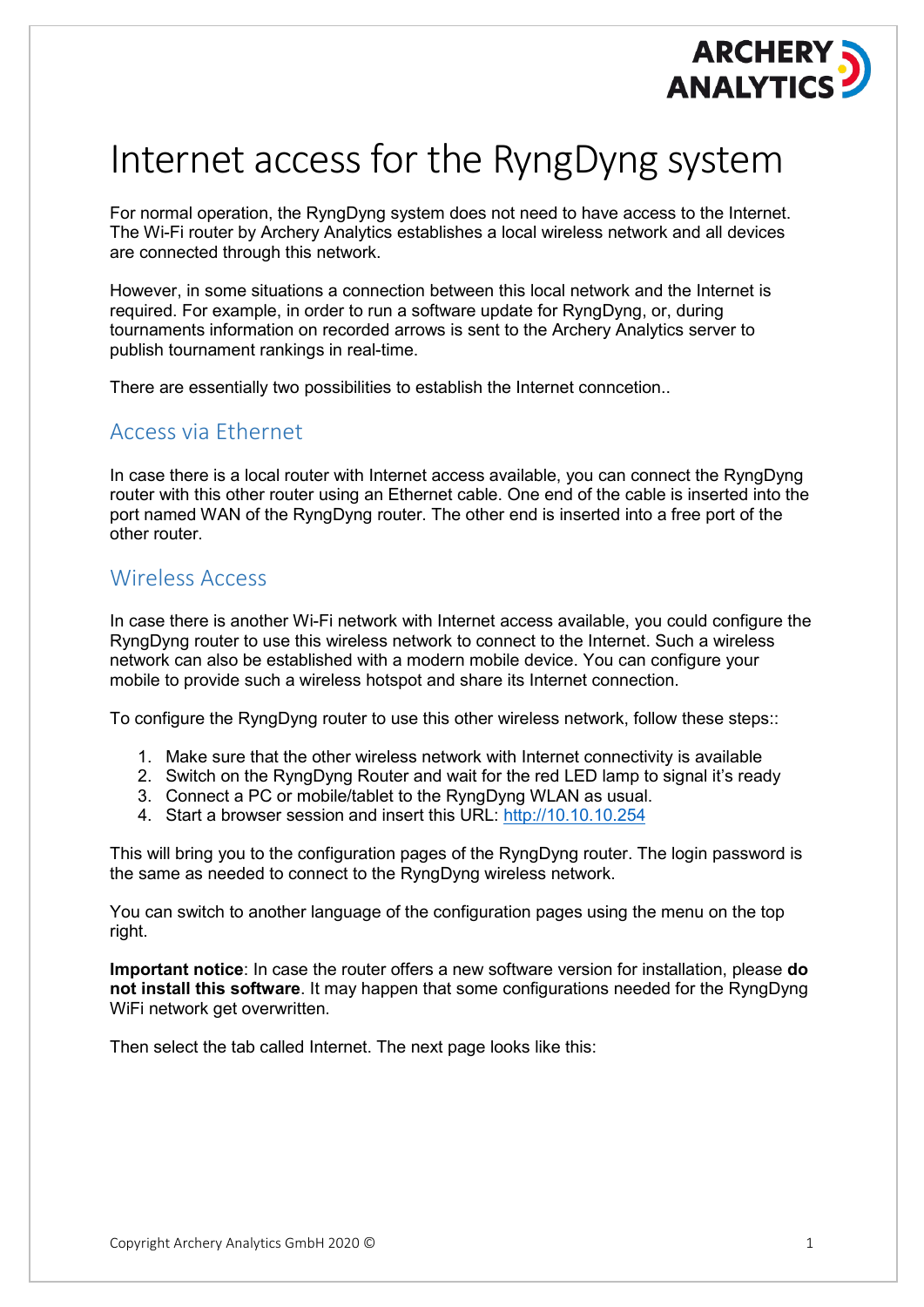# Internet access for the RyngDyng system

For normal operation, the RyngDyng system does not need to have access to the Internet. The Wi-Fi router by Archery Analytics establishes a local wireless network and all devices are connected through this network.

However, in some situations a connection between this local network and the Internet is required. For example, in order to run a software update for RyngDyng, or, during tournaments information on recorded arrows is sent to the Archery Analytics server to publish tournament rankings in real-time.

There are essentially two possibilities to establish the Internet conncetion..

## Access via Ethernet

In case there is a local router with Internet access available, you can connect the RyngDyng router with this other router using an Ethernet cable. One end of the cable is inserted into the port named WAN of the RyngDyng router. The other end is inserted into a free port of the other router.

## Wireless Access

In case there is another Wi-Fi network with Internet access available, you could configure the RyngDyng router to use this wireless network to connect to the Internet. Such a wireless network can also be established with a modern mobile device. You can configure your mobile to provide such a wireless hotspot and share its Internet connection.

To configure the RyngDyng router to use this other wireless network, follow these steps::

1. Make sure that the other wireless network with Internet connectivity is available
2. Switch on the RyngDyng Router and wait for the red LED lamp to signal it's ready
3. Connect a PC or mobile/tablet to the RyngDyng WLAN as usual.
4. Start a browser session and insert this URL: http://10.10.10.254

This will bring you to the configuration pages of the RyngDyng router. The login password is the same as needed to connect to the RyngDyng wireless network.

You can switch to another language of the configuration pages using the menu on the top right.

**Important notice**: In case the router offers a new software version for installation, please **do not install this software**. It may happen that some configurations needed for the RyngDyng WiFi network get overwritten.

Then select the tab called Internet. The next page looks like this: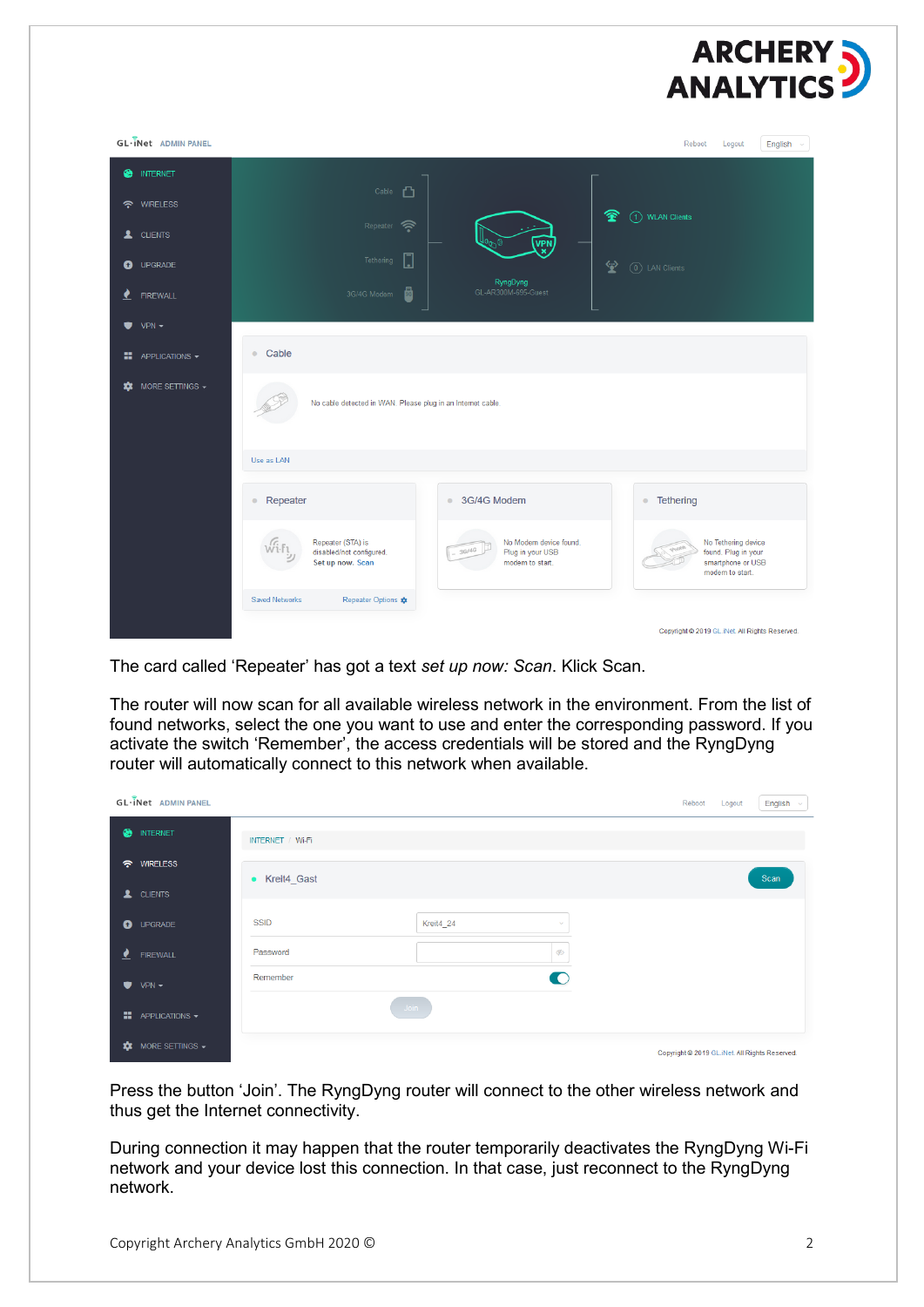The card called 'Repeater' has got a text *set up now: Scan*. Klick Scan.

The router will now scan for all available wireless network in the environment. From the list of found networks, select the one you want to use and enter the corresponding password. If you activate the switch 'Remember', the access credentials will be stored and the RyngDyng router will automatically connect to this network when available.

Press the button 'Join'. The RyngDyng router will connect to the other wireless network and thus get the Internet connectivity.

During connection it may happen that the router temporarily deactivates the RyngDyng Wi-Fi network and your device lost this connection. In that case, just reconnect to the RyngDyng network.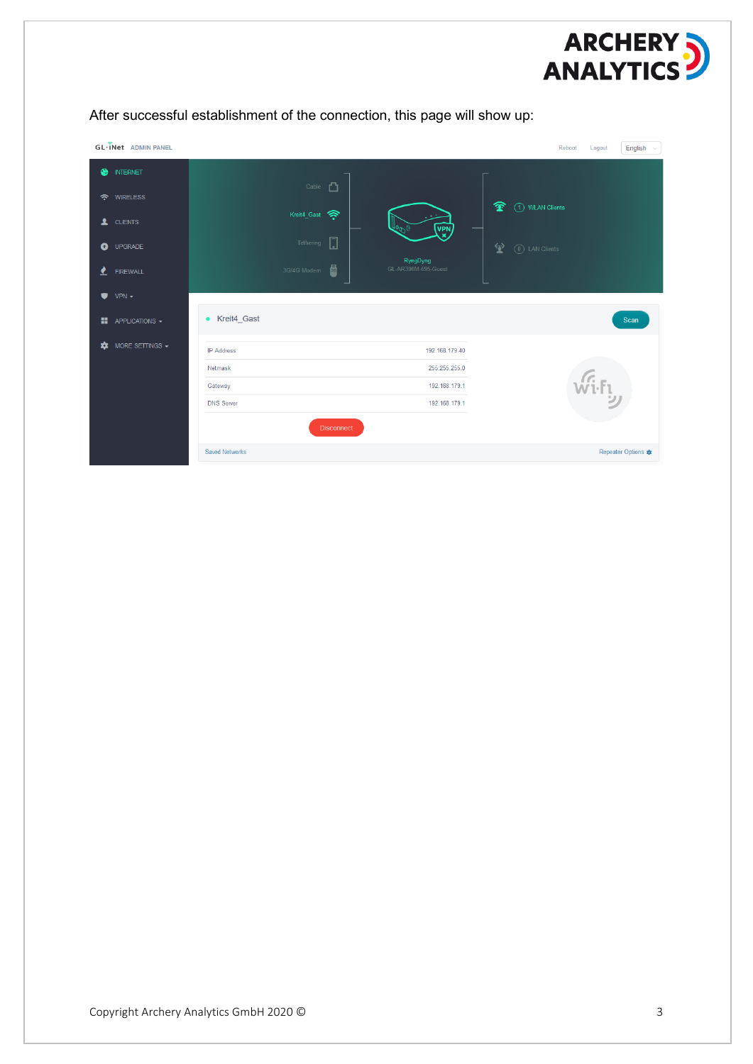After successful establishment of the connection, this page will show up:

GL·iNet ADMIN PANEL

Reboot Logout English

INTERNET
WIRELESS
CLIENTS
UPGRADE
FIREWALL
VPN
APPLICATIONS
MORE SETTINGS

Cable
Kreit4_Gast
Tethering
3G/4G Modem

RyrgDyng
GL-AR300M-695-Guest

1 WLAN Clients
0 LAN Clients

Kreit4_Gast

Scan

| | |
|---|---|
| IP Address | 192.168.179.40 |
| Netmask | 255.255.255.0 |
| Gateway | 192.168.179.1 |
| DNS Server | 192.168.179.1 |

Disconnect

Saved Networks

Repeater Options